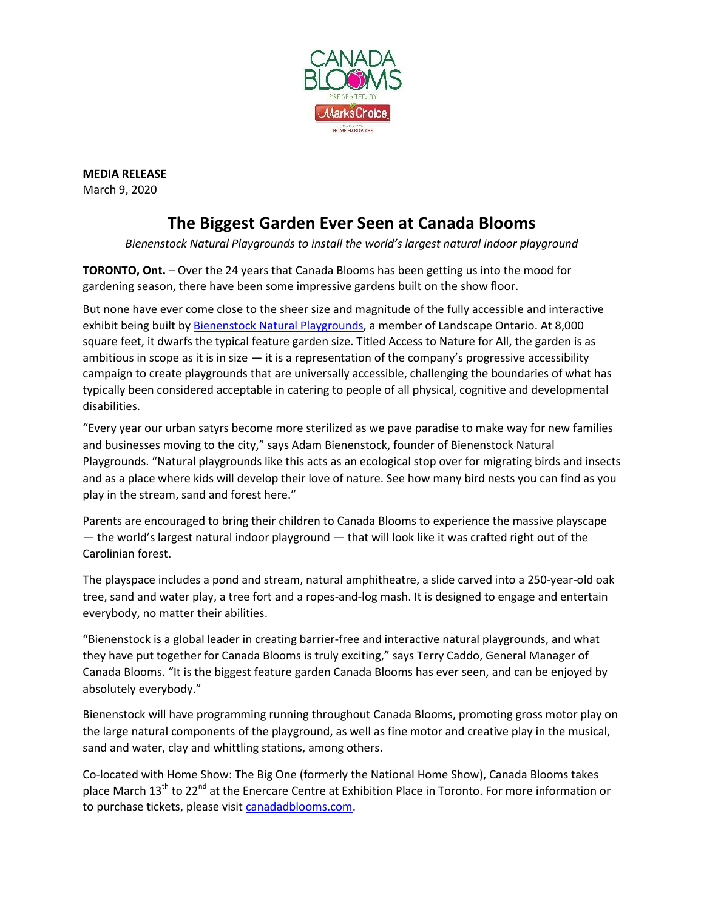**MEDIA RELEASE**
March 9, 2020

# The Biggest Garden Ever Seen at Canada Blooms

*Bienenstock Natural Playgrounds to install the world's largest natural indoor playground*

**TORONTO, Ont.** – Over the 24 years that Canada Blooms has been getting us into the mood for gardening season, there have been some impressive gardens built on the show floor.

But none have ever come close to the sheer size and magnitude of the fully accessible and interactive exhibit being built by Bienenstock Natural Playgrounds, a member of Landscape Ontario. At 8,000 square feet, it dwarfs the typical feature garden size. Titled Access to Nature for All, the garden is as ambitious in scope as it is in size — it is a representation of the company's progressive accessibility campaign to create playgrounds that are universally accessible, challenging the boundaries of what has typically been considered acceptable in catering to people of all physical, cognitive and developmental disabilities.

"Every year our urban satyrs become more sterilized as we pave paradise to make way for new families and businesses moving to the city," says Adam Bienenstock, founder of Bienenstock Natural Playgrounds. "Natural playgrounds like this acts as an ecological stop over for migrating birds and insects and as a place where kids will develop their love of nature. See how many bird nests you can find as you play in the stream, sand and forest here."

Parents are encouraged to bring their children to Canada Blooms to experience the massive playscape — the world's largest natural indoor playground — that will look like it was crafted right out of the Carolinian forest.

The playspace includes a pond and stream, natural amphitheatre, a slide carved into a 250-year-old oak tree, sand and water play, a tree fort and a ropes-and-log mash. It is designed to engage and entertain everybody, no matter their abilities.

"Bienenstock is a global leader in creating barrier-free and interactive natural playgrounds, and what they have put together for Canada Blooms is truly exciting," says Terry Caddo, General Manager of Canada Blooms. "It is the biggest feature garden Canada Blooms has ever seen, and can be enjoyed by absolutely everybody."

Bienenstock will have programming running throughout Canada Blooms, promoting gross motor play on the large natural components of the playground, as well as fine motor and creative play in the musical, sand and water, clay and whittling stations, among others.

Co-located with Home Show: The Big One (formerly the National Home Show), Canada Blooms takes place March 13th to 22nd at the Enercare Centre at Exhibition Place in Toronto. For more information or to purchase tickets, please visit canadadblooms.com.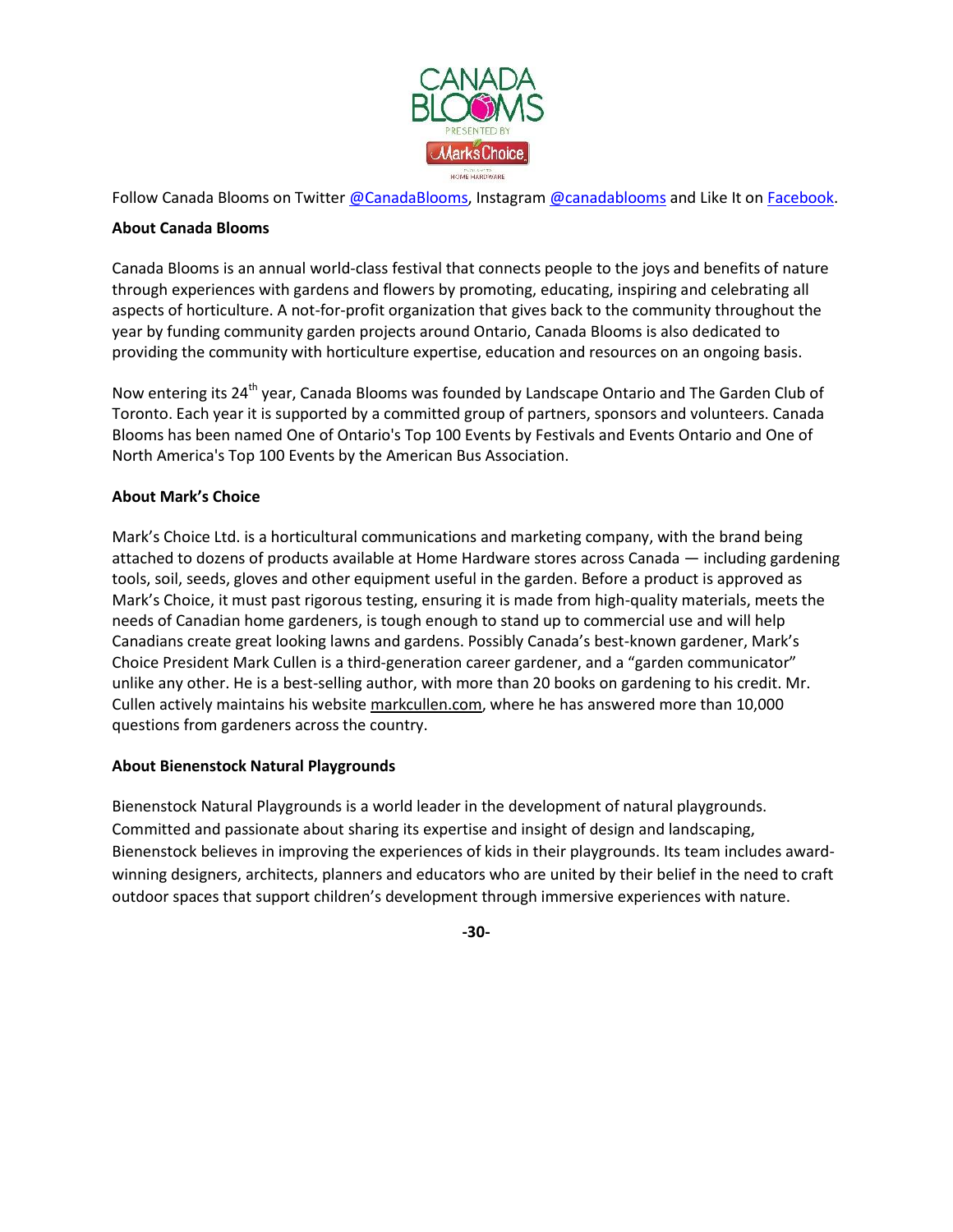Follow Canada Blooms on Twitter @CanadaBlooms, Instagram @canadablooms and Like It on Facebook.

**About Canada Blooms**

Canada Blooms is an annual world-class festival that connects people to the joys and benefits of nature through experiences with gardens and flowers by promoting, educating, inspiring and celebrating all aspects of horticulture. A not-for-profit organization that gives back to the community throughout the year by funding community garden projects around Ontario, Canada Blooms is also dedicated to providing the community with horticulture expertise, education and resources on an ongoing basis.

Now entering its 24th year, Canada Blooms was founded by Landscape Ontario and The Garden Club of Toronto. Each year it is supported by a committed group of partners, sponsors and volunteers. Canada Blooms has been named One of Ontario's Top 100 Events by Festivals and Events Ontario and One of North America's Top 100 Events by the American Bus Association.

**About Mark's Choice**

Mark's Choice Ltd. is a horticultural communications and marketing company, with the brand being attached to dozens of products available at Home Hardware stores across Canada — including gardening tools, soil, seeds, gloves and other equipment useful in the garden. Before a product is approved as Mark's Choice, it must past rigorous testing, ensuring it is made from high-quality materials, meets the needs of Canadian home gardeners, is tough enough to stand up to commercial use and will help Canadians create great looking lawns and gardens. Possibly Canada's best-known gardener, Mark's Choice President Mark Cullen is a third-generation career gardener, and a "garden communicator" unlike any other. He is a best-selling author, with more than 20 books on gardening to his credit. Mr. Cullen actively maintains his website markcullen.com, where he has answered more than 10,000 questions from gardeners across the country.

**About Bienenstock Natural Playgrounds**

Bienenstock Natural Playgrounds is a world leader in the development of natural playgrounds. Committed and passionate about sharing its expertise and insight of design and landscaping, Bienenstock believes in improving the experiences of kids in their playgrounds. Its team includes award-winning designers, architects, planners and educators who are united by their belief in the need to craft outdoor spaces that support children's development through immersive experiences with nature.

**-30-**